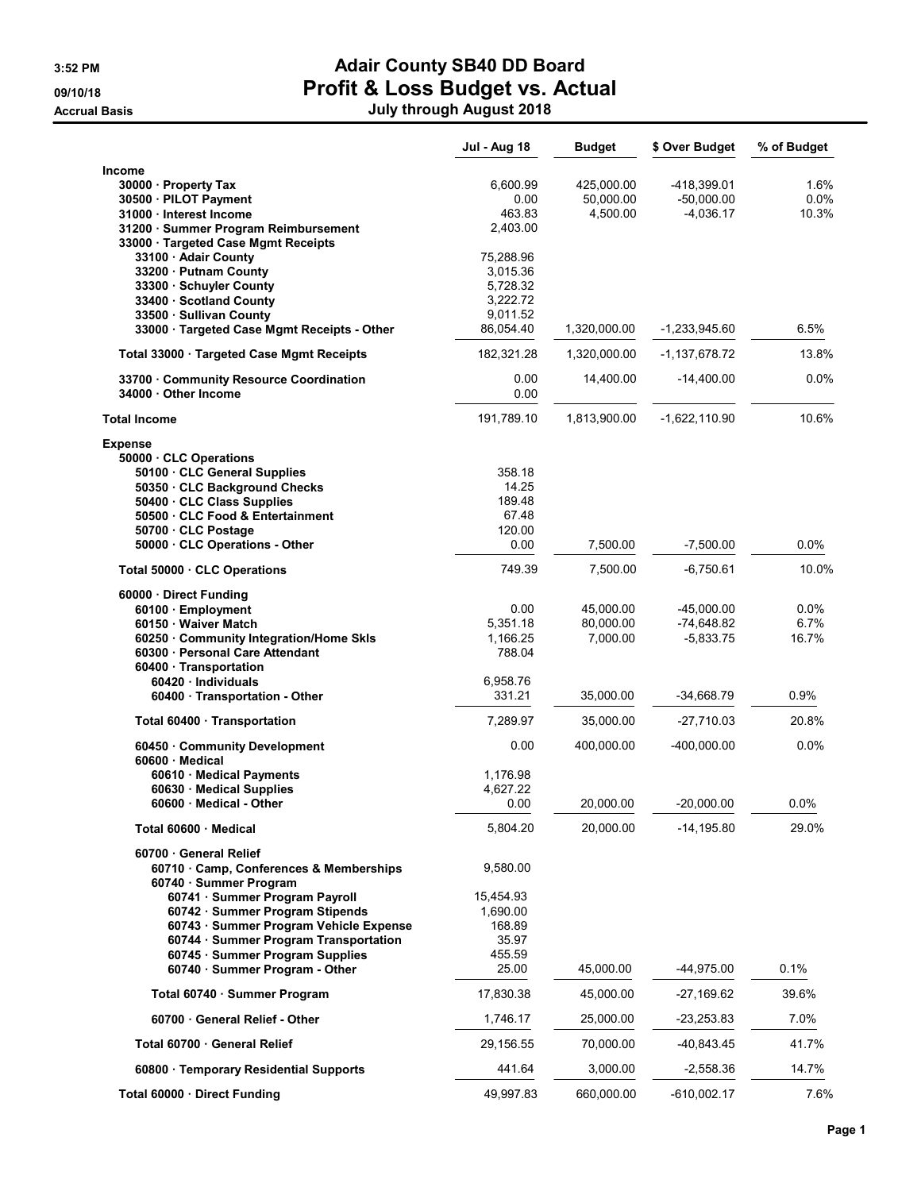# Adair County SB40 DD Board

## Profit & Loss Budget vs. Actual

### July through August 2018

3:52 PM
09/10/18
Accrual Basis

| | Jul - Aug 18 | Budget | $ Over Budget | % of Budget |
|---|---|---|---|---|
| **Income** | | | | |
| 30000 · Property Tax | 6,600.99 | 425,000.00 | -418,399.01 | 1.6% |
| 30500 · PILOT Payment | 0.00 | 50,000.00 | -50,000.00 | 0.0% |
| 31000 · Interest Income | 463.83 | 4,500.00 | -4,036.17 | 10.3% |
| 31200 · Summer Program Reimbursement | 2,403.00 | | | |
| 33000 · Targeted Case Mgmt Receipts | | | | |
| 33100 · Adair County | 75,288.96 | | | |
| 33200 · Putnam County | 3,015.36 | | | |
| 33300 · Schuyler County | 5,728.32 | | | |
| 33400 · Scotland County | 3,222.72 | | | |
| 33500 · Sullivan County | 9,011.52 | | | |
| 33000 · Targeted Case Mgmt Receipts - Other | 86,054.40 | 1,320,000.00 | -1,233,945.60 | 6.5% |
| Total 33000 · Targeted Case Mgmt Receipts | 182,321.28 | 1,320,000.00 | -1,137,678.72 | 13.8% |
| 33700 · Community Resource Coordination | 0.00 | 14,400.00 | -14,400.00 | 0.0% |
| 34000 · Other Income | 0.00 | | | |
| **Total Income** | 191,789.10 | 1,813,900.00 | -1,622,110.90 | 10.6% |
| **Expense** | | | | |
| 50000 · CLC Operations | | | | |
| 50100 · CLC General Supplies | 358.18 | | | |
| 50350 · CLC Background Checks | 14.25 | | | |
| 50400 · CLC Class Supplies | 189.48 | | | |
| 50500 · CLC Food & Entertainment | 67.48 | | | |
| 50700 · CLC Postage | 120.00 | | | |
| 50000 · CLC Operations - Other | 0.00 | 7,500.00 | -7,500.00 | 0.0% |
| Total 50000 · CLC Operations | 749.39 | 7,500.00 | -6,750.61 | 10.0% |
| 60000 · Direct Funding | | | | |
| 60100 · Employment | 0.00 | 45,000.00 | -45,000.00 | 0.0% |
| 60150 · Waiver Match | 5,351.18 | 80,000.00 | -74,648.82 | 6.7% |
| 60250 · Community Integration/Home Skls | 1,166.25 | 7,000.00 | -5,833.75 | 16.7% |
| 60300 · Personal Care Attendant | 788.04 | | | |
| 60400 · Transportation | | | | |
| 60420 · Individuals | 6,958.76 | | | |
| 60400 · Transportation - Other | 331.21 | 35,000.00 | -34,668.79 | 0.9% |
| Total 60400 · Transportation | 7,289.97 | 35,000.00 | -27,710.03 | 20.8% |
| 60450 · Community Development | 0.00 | 400,000.00 | -400,000.00 | 0.0% |
| 60600 · Medical | | | | |
| 60610 · Medical Payments | 1,176.98 | | | |
| 60630 · Medical Supplies | 4,627.22 | | | |
| 60600 · Medical - Other | 0.00 | 20,000.00 | -20,000.00 | 0.0% |
| Total 60600 · Medical | 5,804.20 | 20,000.00 | -14,195.80 | 29.0% |
| 60700 · General Relief | | | | |
| 60710 · Camp, Conferences & Memberships | 9,580.00 | | | |
| 60740 · Summer Program | | | | |
| 60741 · Summer Program Payroll | 15,454.93 | | | |
| 60742 · Summer Program Stipends | 1,690.00 | | | |
| 60743 · Summer Program Vehicle Expense | 168.89 | | | |
| 60744 · Summer Program Transportation | 35.97 | | | |
| 60745 · Summer Program Supplies | 455.59 | | | |
| 60740 · Summer Program - Other | 25.00 | 45,000.00 | -44,975.00 | 0.1% |
| Total 60740 · Summer Program | 17,830.38 | 45,000.00 | -27,169.62 | 39.6% |
| 60700 · General Relief - Other | 1,746.17 | 25,000.00 | -23,253.83 | 7.0% |
| Total 60700 · General Relief | 29,156.55 | 70,000.00 | -40,843.45 | 41.7% |
| 60800 · Temporary Residential Supports | 441.64 | 3,000.00 | -2,558.36 | 14.7% |
| Total 60000 · Direct Funding | 49,997.83 | 660,000.00 | -610,002.17 | 7.6% |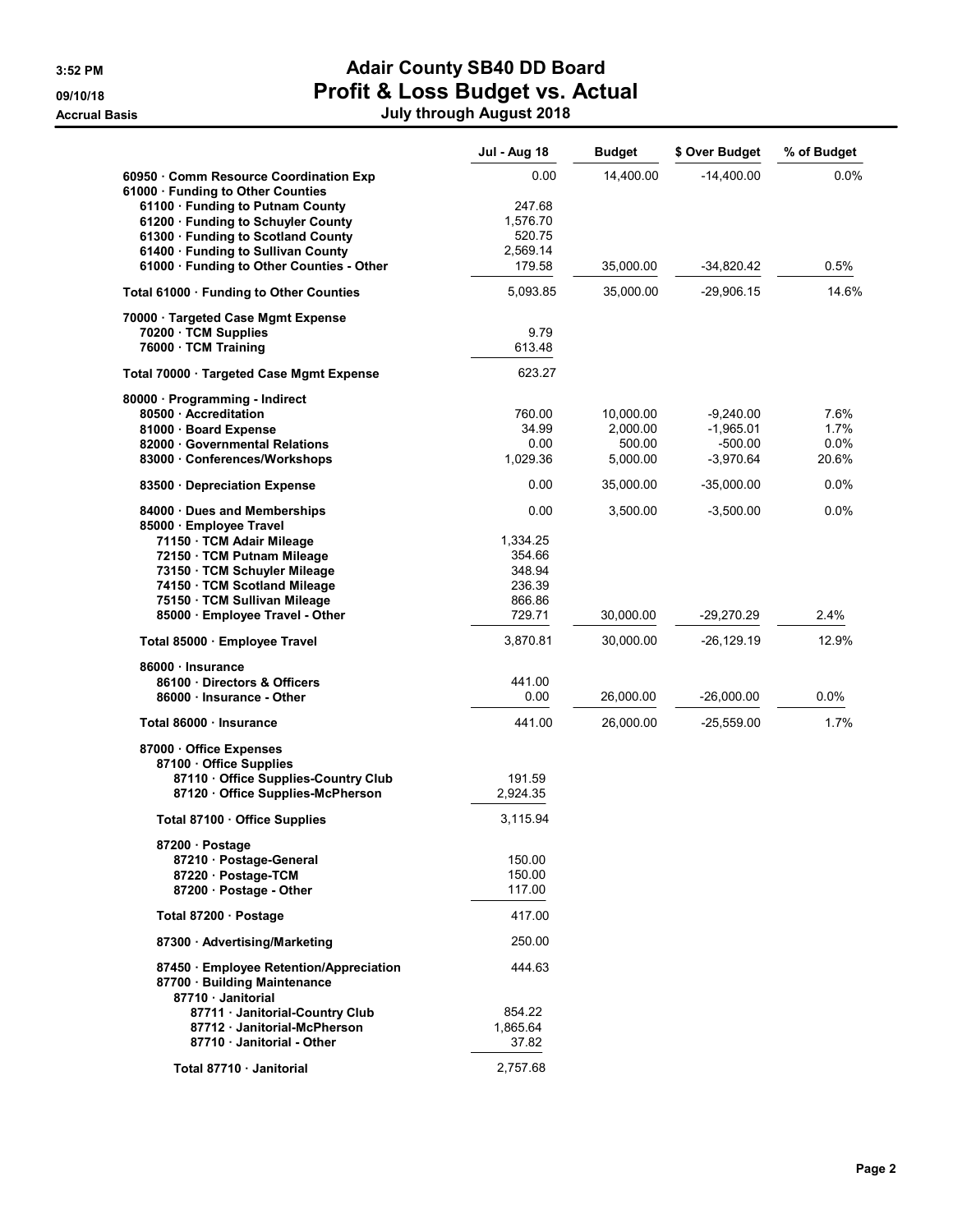# Adair County SB40 DD Board

## Profit & Loss Budget vs. Actual

### July through August 2018

Accrual Basis

| | Jul - Aug 18 | Budget | $ Over Budget | % of Budget |
|---|---|---|---|---|
| 60950 · Comm Resource Coordination Exp | 0.00 | 14,400.00 | -14,400.00 | 0.0% |
| 61000 · Funding to Other Counties | | | | |
| 61100 · Funding to Putnam County | 247.68 | | | |
| 61200 · Funding to Schuyler County | 1,576.70 | | | |
| 61300 · Funding to Scotland County | 520.75 | | | |
| 61400 · Funding to Sullivan County | 2,569.14 | | | |
| 61000 · Funding to Other Counties - Other | 179.58 | 35,000.00 | -34,820.42 | 0.5% |
| Total 61000 · Funding to Other Counties | 5,093.85 | 35,000.00 | -29,906.15 | 14.6% |
| 70000 · Targeted Case Mgmt Expense | | | | |
| 70200 · TCM Supplies | 9.79 | | | |
| 76000 · TCM Training | 613.48 | | | |
| Total 70000 · Targeted Case Mgmt Expense | 623.27 | | | |
| 80000 · Programming - Indirect | | | | |
| 80500 · Accreditation | 760.00 | 10,000.00 | -9,240.00 | 7.6% |
| 81000 · Board Expense | 34.99 | 2,000.00 | -1,965.01 | 1.7% |
| 82000 · Governmental Relations | 0.00 | 500.00 | -500.00 | 0.0% |
| 83000 · Conferences/Workshops | 1,029.36 | 5,000.00 | -3,970.64 | 20.6% |
| 83500 · Depreciation Expense | 0.00 | 35,000.00 | -35,000.00 | 0.0% |
| 84000 · Dues and Memberships | 0.00 | 3,500.00 | -3,500.00 | 0.0% |
| 85000 · Employee Travel | | | | |
| 71150 · TCM Adair Mileage | 1,334.25 | | | |
| 72150 · TCM Putnam Mileage | 354.66 | | | |
| 73150 · TCM Schuyler Mileage | 348.94 | | | |
| 74150 · TCM Scotland Mileage | 236.39 | | | |
| 75150 · TCM Sullivan Mileage | 866.86 | | | |
| 85000 · Employee Travel - Other | 729.71 | 30,000.00 | -29,270.29 | 2.4% |
| Total 85000 · Employee Travel | 3,870.81 | 30,000.00 | -26,129.19 | 12.9% |
| 86000 · Insurance | | | | |
| 86100 · Directors & Officers | 441.00 | | | |
| 86000 · Insurance - Other | 0.00 | 26,000.00 | -26,000.00 | 0.0% |
| Total 86000 · Insurance | 441.00 | 26,000.00 | -25,559.00 | 1.7% |
| 87000 · Office Expenses | | | | |
| 87100 · Office Supplies | | | | |
| 87110 · Office Supplies-Country Club | 191.59 | | | |
| 87120 · Office Supplies-McPherson | 2,924.35 | | | |
| Total 87100 · Office Supplies | 3,115.94 | | | |
| 87200 · Postage | | | | |
| 87210 · Postage-General | 150.00 | | | |
| 87220 · Postage-TCM | 150.00 | | | |
| 87200 · Postage - Other | 117.00 | | | |
| Total 87200 · Postage | 417.00 | | | |
| 87300 · Advertising/Marketing | 250.00 | | | |
| 87450 · Employee Retention/Appreciation | 444.63 | | | |
| 87700 · Building Maintenance | | | | |
| 87710 · Janitorial | | | | |
| 87711 · Janitorial-Country Club | 854.22 | | | |
| 87712 · Janitorial-McPherson | 1,865.64 | | | |
| 87710 · Janitorial - Other | 37.82 | | | |
| Total 87710 · Janitorial | 2,757.68 | | | |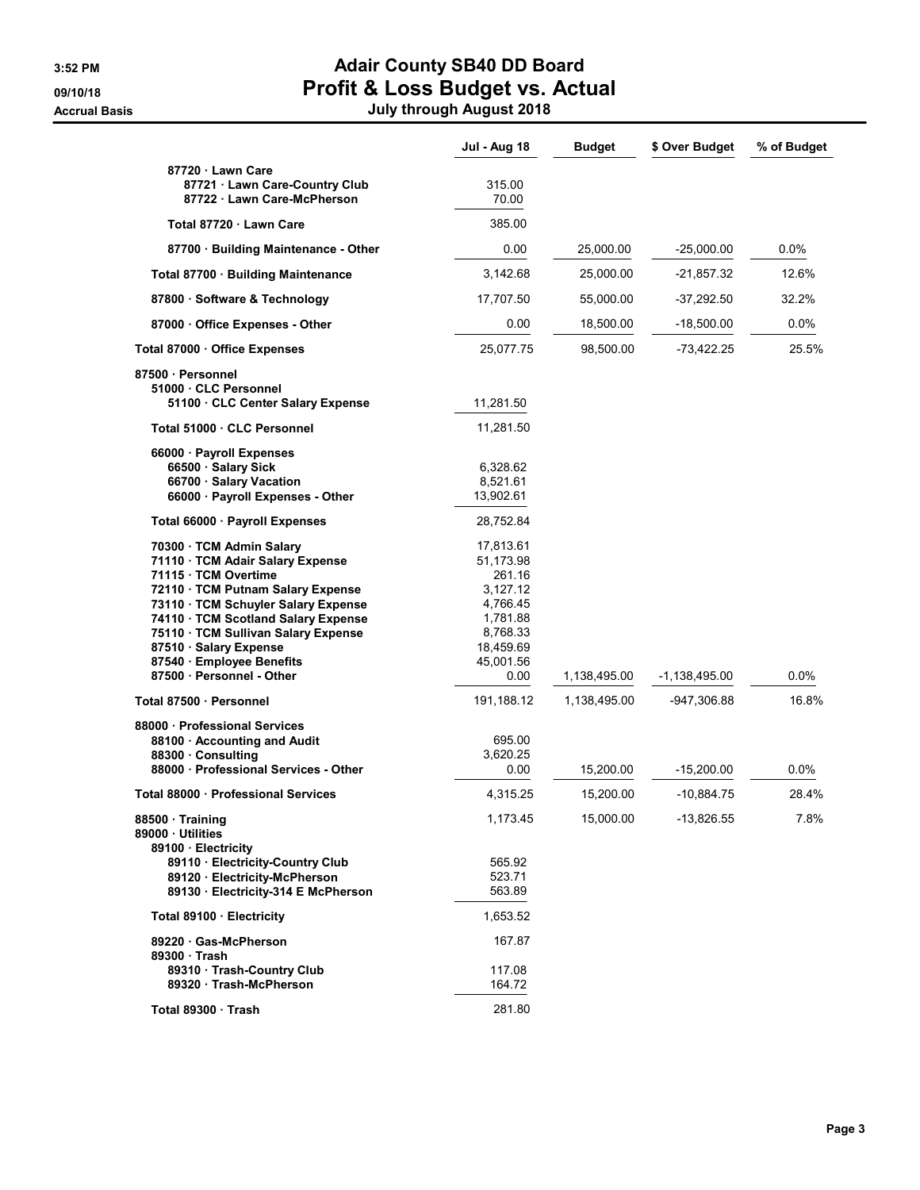# Adair County SB40 DD Board

## Profit & Loss Budget vs. Actual

**July through August 2018**

3:52 PM
09/10/18
Accrual Basis

| | Jul - Aug 18 | Budget | $ Over Budget | % of Budget |
|---|---|---|---|---|
| 87720 · Lawn Care | | | | |
| 87721 · Lawn Care-Country Club | 315.00 | | | |
| 87722 · Lawn Care-McPherson | 70.00 | | | |
| Total 87720 · Lawn Care | 385.00 | | | |
| 87700 · Building Maintenance - Other | 0.00 | 25,000.00 | -25,000.00 | 0.0% |
| Total 87700 · Building Maintenance | 3,142.68 | 25,000.00 | -21,857.32 | 12.6% |
| 87800 · Software & Technology | 17,707.50 | 55,000.00 | -37,292.50 | 32.2% |
| 87000 · Office Expenses - Other | 0.00 | 18,500.00 | -18,500.00 | 0.0% |
| Total 87000 · Office Expenses | 25,077.75 | 98,500.00 | -73,422.25 | 25.5% |
| 87500 · Personnel | | | | |
| 51000 · CLC Personnel | | | | |
| 51100 · CLC Center Salary Expense | 11,281.50 | | | |
| Total 51000 · CLC Personnel | 11,281.50 | | | |
| 66000 · Payroll Expenses | | | | |
| 66500 · Salary Sick | 6,328.62 | | | |
| 66700 · Salary Vacation | 8,521.61 | | | |
| 66000 · Payroll Expenses - Other | 13,902.61 | | | |
| Total 66000 · Payroll Expenses | 28,752.84 | | | |
| 70300 · TCM Admin Salary | 17,813.61 | | | |
| 71110 · TCM Adair Salary Expense | 51,173.98 | | | |
| 71115 · TCM Overtime | 261.16 | | | |
| 72110 · TCM Putnam Salary Expense | 3,127.12 | | | |
| 73110 · TCM Schuyler Salary Expense | 4,766.45 | | | |
| 74110 · TCM Scotland Salary Expense | 1,781.88 | | | |
| 75110 · TCM Sullivan Salary Expense | 8,768.33 | | | |
| 87510 · Salary Expense | 18,459.69 | | | |
| 87540 · Employee Benefits | 45,001.56 | | | |
| 87500 · Personnel - Other | 0.00 | 1,138,495.00 | -1,138,495.00 | 0.0% |
| Total 87500 · Personnel | 191,188.12 | 1,138,495.00 | -947,306.88 | 16.8% |
| 88000 · Professional Services | | | | |
| 88100 · Accounting and Audit | 695.00 | | | |
| 88300 · Consulting | 3,620.25 | | | |
| 88000 · Professional Services - Other | 0.00 | 15,200.00 | -15,200.00 | 0.0% |
| Total 88000 · Professional Services | 4,315.25 | 15,200.00 | -10,884.75 | 28.4% |
| 88500 · Training | 1,173.45 | 15,000.00 | -13,826.55 | 7.8% |
| 89000 · Utilities | | | | |
| 89100 · Electricity | | | | |
| 89110 · Electricity-Country Club | 565.92 | | | |
| 89120 · Electricity-McPherson | 523.71 | | | |
| 89130 · Electricity-314 E McPherson | 563.89 | | | |
| Total 89100 · Electricity | 1,653.52 | | | |
| 89220 · Gas-McPherson | 167.87 | | | |
| 89300 · Trash | | | | |
| 89310 · Trash-Country Club | 117.08 | | | |
| 89320 · Trash-McPherson | 164.72 | | | |
| Total 89300 · Trash | 281.80 | | | |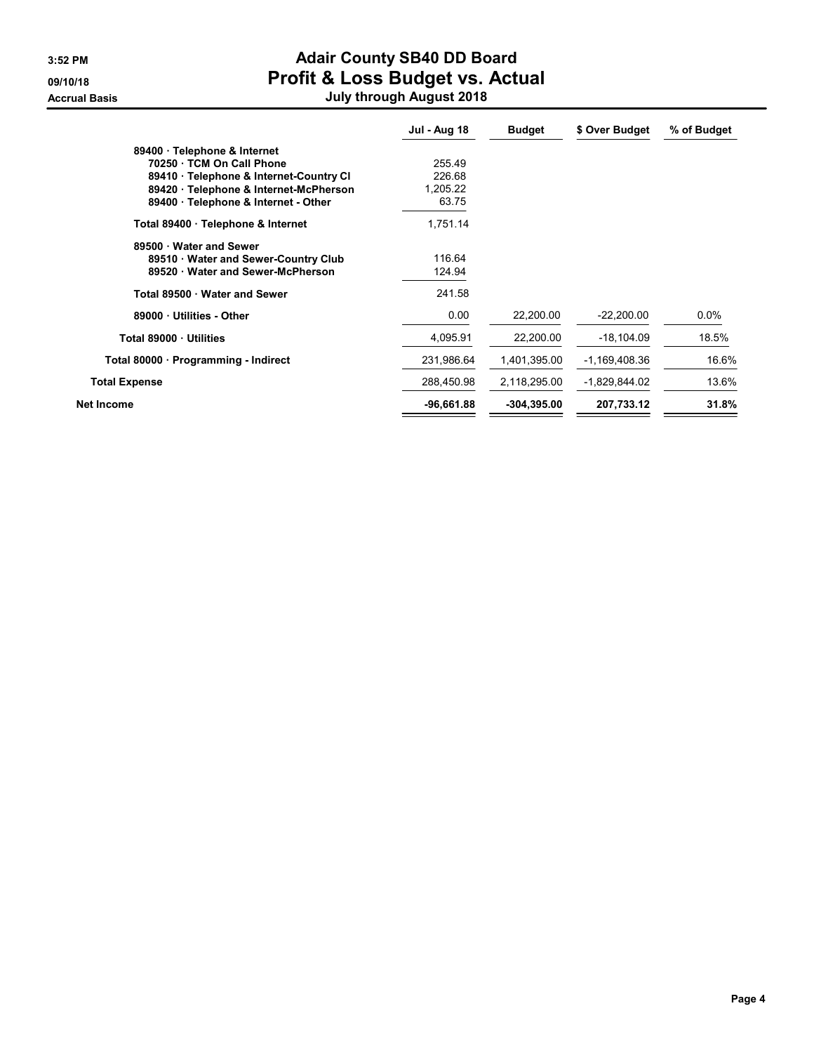# Adair County SB40 DD Board
## Profit & Loss Budget vs. Actual
### July through August 2018

3:52 PM
09/10/18
Accrual Basis

| | Jul - Aug 18 | Budget | $ Over Budget | % of Budget |
|---|---|---|---|---|
| 89400 · Telephone & Internet | | | | |
| 70250 · TCM On Call Phone | 255.49 | | | |
| 89410 · Telephone & Internet-Country Cl | 226.68 | | | |
| 89420 · Telephone & Internet-McPherson | 1,205.22 | | | |
| 89400 · Telephone & Internet - Other | 63.75 | | | |
| Total 89400 · Telephone & Internet | 1,751.14 | | | |
| 89500 · Water and Sewer | | | | |
| 89510 · Water and Sewer-Country Club | 116.64 | | | |
| 89520 · Water and Sewer-McPherson | 124.94 | | | |
| Total 89500 · Water and Sewer | 241.58 | | | |
| 89000 · Utilities - Other | 0.00 | 22,200.00 | -22,200.00 | 0.0% |
| Total 89000 · Utilities | 4,095.91 | 22,200.00 | -18,104.09 | 18.5% |
| Total 80000 · Programming - Indirect | 231,986.64 | 1,401,395.00 | -1,169,408.36 | 16.6% |
| Total Expense | 288,450.98 | 2,118,295.00 | -1,829,844.02 | 13.6% |
| Net Income | -96,661.88 | -304,395.00 | 207,733.12 | 31.8% |